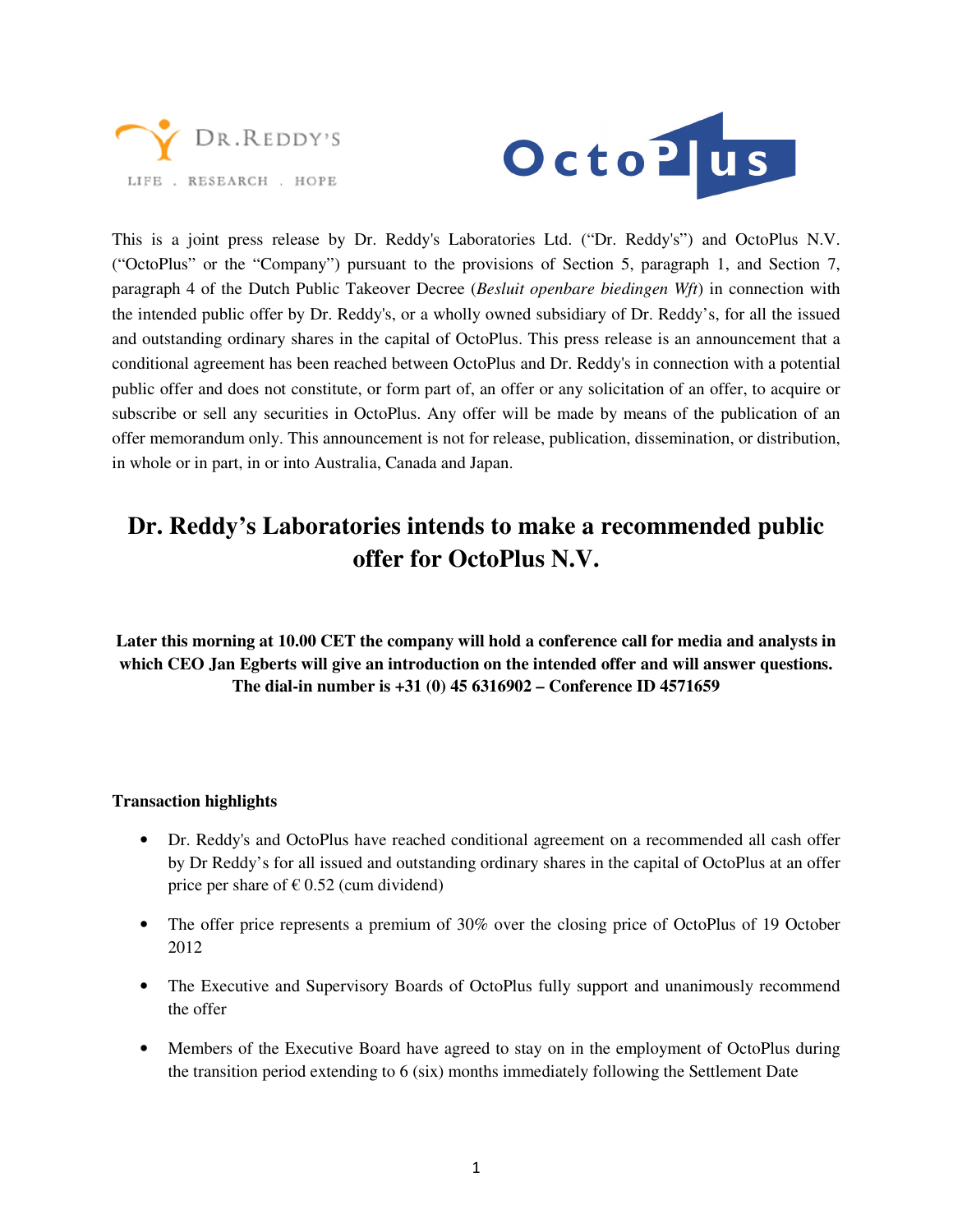This is a joint press release by Dr. Reddy's Laboratories Ltd. ("Dr. Reddy's") and OctoPlus N.V. ("OctoPlus" or the "Company") pursuant to the provisions of Section 5, paragraph 1, and Section 7, paragraph 4 of the Dutch Public Takeover Decree (*Besluit openbare biedingen Wft*) in connection with the intended public offer by Dr. Reddy's, or a wholly owned subsidiary of Dr. Reddy's, for all the issued and outstanding ordinary shares in the capital of OctoPlus. This press release is an announcement that a conditional agreement has been reached between OctoPlus and Dr. Reddy's in connection with a potential public offer and does not constitute, or form part of, an offer or any solicitation of an offer, to acquire or subscribe or sell any securities in OctoPlus. Any offer will be made by means of the publication of an offer memorandum only. This announcement is not for release, publication, dissemination, or distribution, in whole or in part, in or into Australia, Canada and Japan.

# Dr. Reddy's Laboratories intends to make a recommended public offer for OctoPlus N.V.

**Later this morning at 10.00 CET the company will hold a conference call for media and analysts in which CEO Jan Egberts will give an introduction on the intended offer and will answer questions. The dial-in number is +31 (0) 45 6316902 – Conference ID 4571659**

**Transaction highlights**

- Dr. Reddy's and OctoPlus have reached conditional agreement on a recommended all cash offer by Dr Reddy's for all issued and outstanding ordinary shares in the capital of OctoPlus at an offer price per share of € 0.52 (cum dividend)
- The offer price represents a premium of 30% over the closing price of OctoPlus of 19 October 2012
- The Executive and Supervisory Boards of OctoPlus fully support and unanimously recommend the offer
- Members of the Executive Board have agreed to stay on in the employment of OctoPlus during the transition period extending to 6 (six) months immediately following the Settlement Date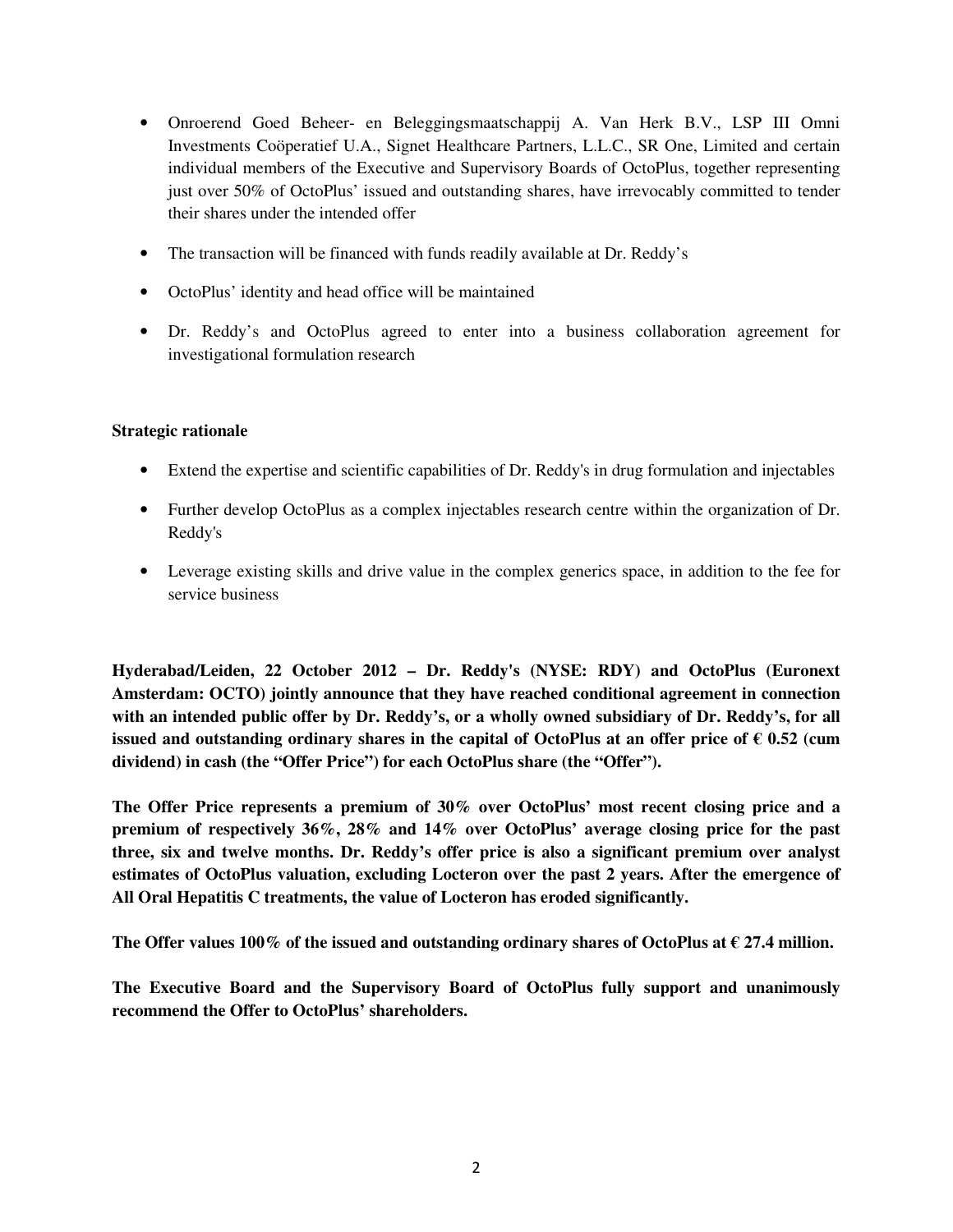- Onroerend Goed Beheer- en Beleggingsmaatschappij A. Van Herk B.V., LSP III Omni Investments Coöperatief U.A., Signet Healthcare Partners, L.L.C., SR One, Limited and certain individual members of the Executive and Supervisory Boards of OctoPlus, together representing just over 50% of OctoPlus' issued and outstanding shares, have irrevocably committed to tender their shares under the intended offer
- The transaction will be financed with funds readily available at Dr. Reddy's
- OctoPlus' identity and head office will be maintained
- Dr. Reddy's and OctoPlus agreed to enter into a business collaboration agreement for investigational formulation research

**Strategic rationale**

- Extend the expertise and scientific capabilities of Dr. Reddy's in drug formulation and injectables
- Further develop OctoPlus as a complex injectables research centre within the organization of Dr. Reddy's
- Leverage existing skills and drive value in the complex generics space, in addition to the fee for service business

**Hyderabad/Leiden, 22 October 2012 – Dr. Reddy's (NYSE: RDY) and OctoPlus (Euronext Amsterdam: OCTO) jointly announce that they have reached conditional agreement in connection with an intended public offer by Dr. Reddy's, or a wholly owned subsidiary of Dr. Reddy's, for all issued and outstanding ordinary shares in the capital of OctoPlus at an offer price of € 0.52 (cum dividend) in cash (the "Offer Price") for each OctoPlus share (the "Offer").**

**The Offer Price represents a premium of 30% over OctoPlus' most recent closing price and a premium of respectively 36%, 28% and 14% over OctoPlus' average closing price for the past three, six and twelve months. Dr. Reddy's offer price is also a significant premium over analyst estimates of OctoPlus valuation, excluding Locteron over the past 2 years. After the emergence of All Oral Hepatitis C treatments, the value of Locteron has eroded significantly.**

**The Offer values 100% of the issued and outstanding ordinary shares of OctoPlus at € 27.4 million.**

**The Executive Board and the Supervisory Board of OctoPlus fully support and unanimously recommend the Offer to OctoPlus' shareholders.**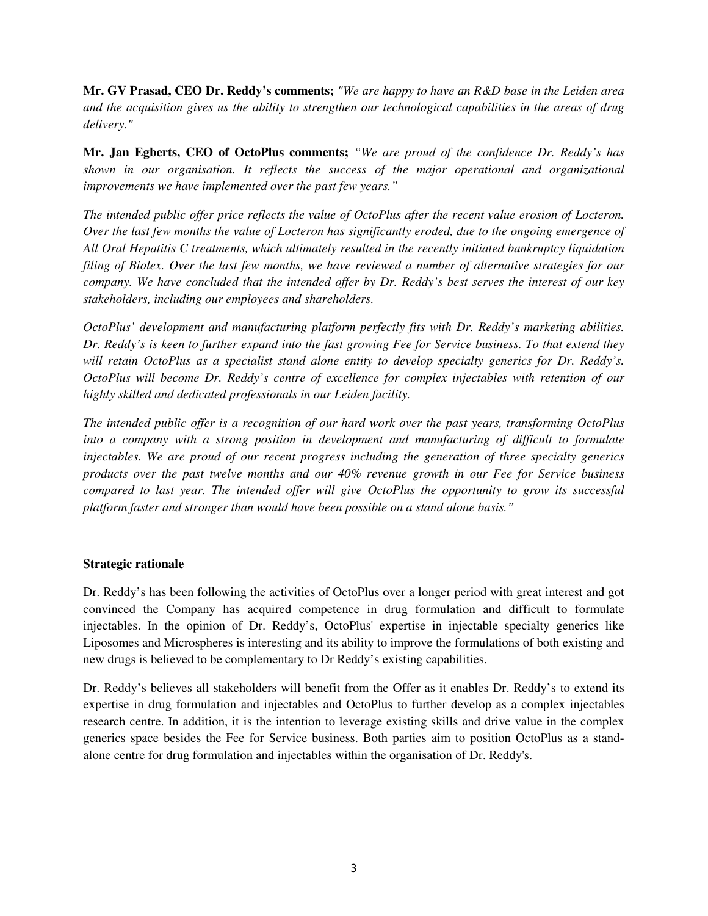**Mr. GV Prasad, CEO Dr. Reddy's comments;** *"We are happy to have an R&D base in the Leiden area and the acquisition gives us the ability to strengthen our technological capabilities in the areas of drug delivery."*

**Mr. Jan Egberts, CEO of OctoPlus comments;** *"We are proud of the confidence Dr. Reddy's has shown in our organisation. It reflects the success of the major operational and organizational improvements we have implemented over the past few years.*

*The intended public offer price reflects the value of OctoPlus after the recent value erosion of Locteron. Over the last few months the value of Locteron has significantly eroded, due to the ongoing emergence of All Oral Hepatitis C treatments, which ultimately resulted in the recently initiated bankruptcy liquidation filing of Biolex. Over the last few months, we have reviewed a number of alternative strategies for our company. We have concluded that the intended offer by Dr. Reddy's best serves the interest of our key stakeholders, including our employees and shareholders.*

*OctoPlus' development and manufacturing platform perfectly fits with Dr. Reddy's marketing abilities. Dr. Reddy's is keen to further expand into the fast growing Fee for Service business. To that extend they will retain OctoPlus as a specialist stand alone entity to develop specialty generics for Dr. Reddy's. OctoPlus will become Dr. Reddy's centre of excellence for complex injectables with retention of our highly skilled and dedicated professionals in our Leiden facility.*

*The intended public offer is a recognition of our hard work over the past years, transforming OctoPlus into a company with a strong position in development and manufacturing of difficult to formulate injectables. We are proud of our recent progress including the generation of three specialty generics products over the past twelve months and our 40% revenue growth in our Fee for Service business compared to last year. The intended offer will give OctoPlus the opportunity to grow its successful platform faster and stronger than would have been possible on a stand alone basis."*

**Strategic rationale**

Dr. Reddy's has been following the activities of OctoPlus over a longer period with great interest and got convinced the Company has acquired competence in drug formulation and difficult to formulate injectables. In the opinion of Dr. Reddy's, OctoPlus' expertise in injectable specialty generics like Liposomes and Microspheres is interesting and its ability to improve the formulations of both existing and new drugs is believed to be complementary to Dr Reddy's existing capabilities.

Dr. Reddy's believes all stakeholders will benefit from the Offer as it enables Dr. Reddy's to extend its expertise in drug formulation and injectables and OctoPlus to further develop as a complex injectables research centre. In addition, it is the intention to leverage existing skills and drive value in the complex generics space besides the Fee for Service business. Both parties aim to position OctoPlus as a stand-alone centre for drug formulation and injectables within the organisation of Dr. Reddy's.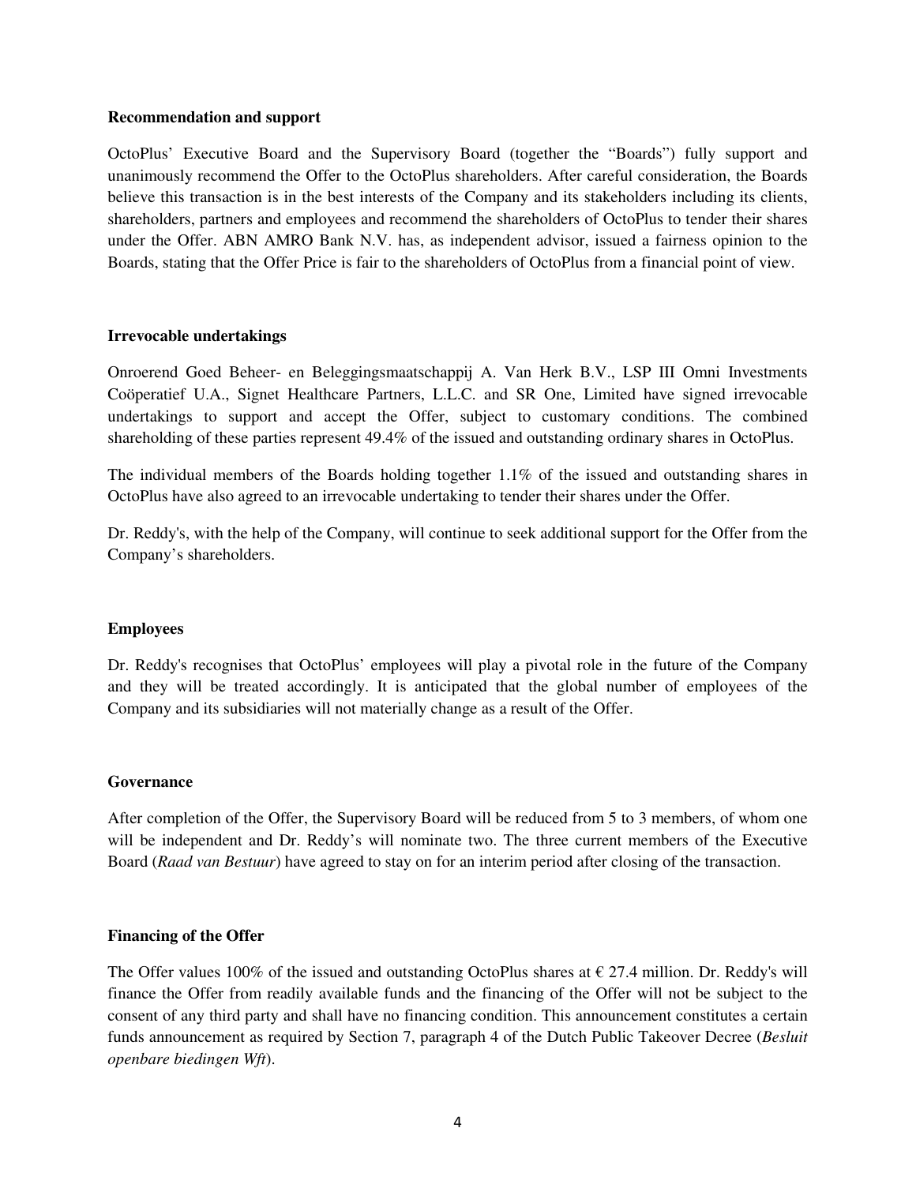**Recommendation and support**

OctoPlus' Executive Board and the Supervisory Board (together the "Boards") fully support and unanimously recommend the Offer to the OctoPlus shareholders. After careful consideration, the Boards believe this transaction is in the best interests of the Company and its stakeholders including its clients, shareholders, partners and employees and recommend the shareholders of OctoPlus to tender their shares under the Offer. ABN AMRO Bank N.V. has, as independent advisor, issued a fairness opinion to the Boards, stating that the Offer Price is fair to the shareholders of OctoPlus from a financial point of view.

**Irrevocable undertakings**

Onroerend Goed Beheer- en Beleggingsmaatschappij A. Van Herk B.V., LSP III Omni Investments Coöperatief U.A., Signet Healthcare Partners, L.L.C. and SR One, Limited have signed irrevocable undertakings to support and accept the Offer, subject to customary conditions. The combined shareholding of these parties represent 49.4% of the issued and outstanding ordinary shares in OctoPlus.

The individual members of the Boards holding together 1.1% of the issued and outstanding shares in OctoPlus have also agreed to an irrevocable undertaking to tender their shares under the Offer.

Dr. Reddy's, with the help of the Company, will continue to seek additional support for the Offer from the Company's shareholders.

**Employees**

Dr. Reddy's recognises that OctoPlus' employees will play a pivotal role in the future of the Company and they will be treated accordingly. It is anticipated that the global number of employees of the Company and its subsidiaries will not materially change as a result of the Offer.

**Governance**

After completion of the Offer, the Supervisory Board will be reduced from 5 to 3 members, of whom one will be independent and Dr. Reddy's will nominate two. The three current members of the Executive Board (*Raad van Bestuur*) have agreed to stay on for an interim period after closing of the transaction.

**Financing of the Offer**

The Offer values 100% of the issued and outstanding OctoPlus shares at € 27.4 million. Dr. Reddy's will finance the Offer from readily available funds and the financing of the Offer will not be subject to the consent of any third party and shall have no financing condition. This announcement constitutes a certain funds announcement as required by Section 7, paragraph 4 of the Dutch Public Takeover Decree (*Besluit openbare biedingen Wft*).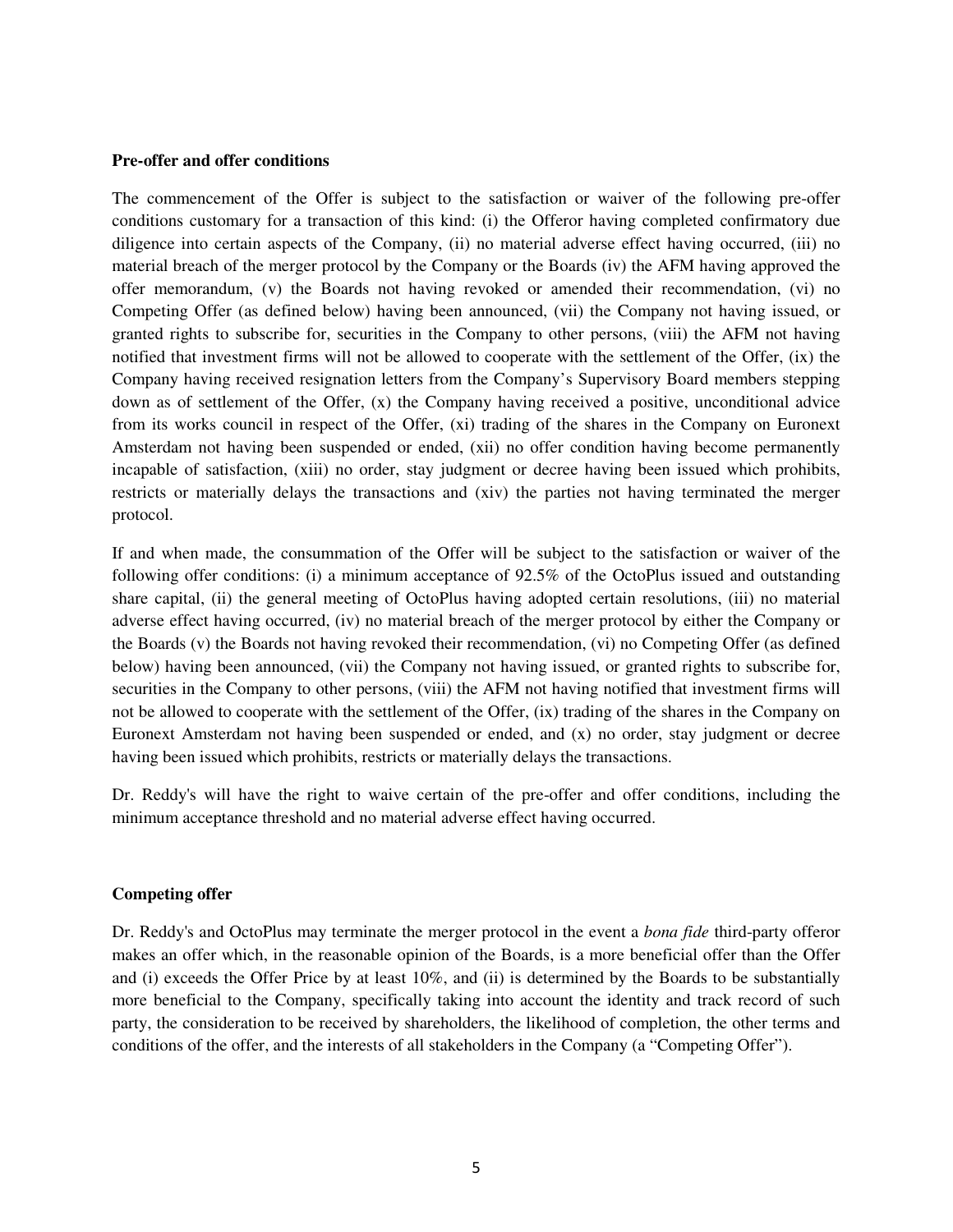**Pre-offer and offer conditions**

The commencement of the Offer is subject to the satisfaction or waiver of the following pre-offer conditions customary for a transaction of this kind: (i) the Offeror having completed confirmatory due diligence into certain aspects of the Company, (ii) no material adverse effect having occurred, (iii) no material breach of the merger protocol by the Company or the Boards (iv) the AFM having approved the offer memorandum, (v) the Boards not having revoked or amended their recommendation, (vi) no Competing Offer (as defined below) having been announced, (vii) the Company not having issued, or granted rights to subscribe for, securities in the Company to other persons, (viii) the AFM not having notified that investment firms will not be allowed to cooperate with the settlement of the Offer, (ix) the Company having received resignation letters from the Company's Supervisory Board members stepping down as of settlement of the Offer, (x) the Company having received a positive, unconditional advice from its works council in respect of the Offer, (xi) trading of the shares in the Company on Euronext Amsterdam not having been suspended or ended, (xii) no offer condition having become permanently incapable of satisfaction, (xiii) no order, stay judgment or decree having been issued which prohibits, restricts or materially delays the transactions and (xiv) the parties not having terminated the merger protocol.

If and when made, the consummation of the Offer will be subject to the satisfaction or waiver of the following offer conditions: (i) a minimum acceptance of 92.5% of the OctoPlus issued and outstanding share capital, (ii) the general meeting of OctoPlus having adopted certain resolutions, (iii) no material adverse effect having occurred, (iv) no material breach of the merger protocol by either the Company or the Boards (v) the Boards not having revoked their recommendation, (vi) no Competing Offer (as defined below) having been announced, (vii) the Company not having issued, or granted rights to subscribe for, securities in the Company to other persons, (viii) the AFM not having notified that investment firms will not be allowed to cooperate with the settlement of the Offer, (ix) trading of the shares in the Company on Euronext Amsterdam not having been suspended or ended, and (x) no order, stay judgment or decree having been issued which prohibits, restricts or materially delays the transactions.

Dr. Reddy's will have the right to waive certain of the pre-offer and offer conditions, including the minimum acceptance threshold and no material adverse effect having occurred.

**Competing offer**

Dr. Reddy's and OctoPlus may terminate the merger protocol in the event a *bona fide* third-party offeror makes an offer which, in the reasonable opinion of the Boards, is a more beneficial offer than the Offer and (i) exceeds the Offer Price by at least 10%, and (ii) is determined by the Boards to be substantially more beneficial to the Company, specifically taking into account the identity and track record of such party, the consideration to be received by shareholders, the likelihood of completion, the other terms and conditions of the offer, and the interests of all stakeholders in the Company (a "Competing Offer").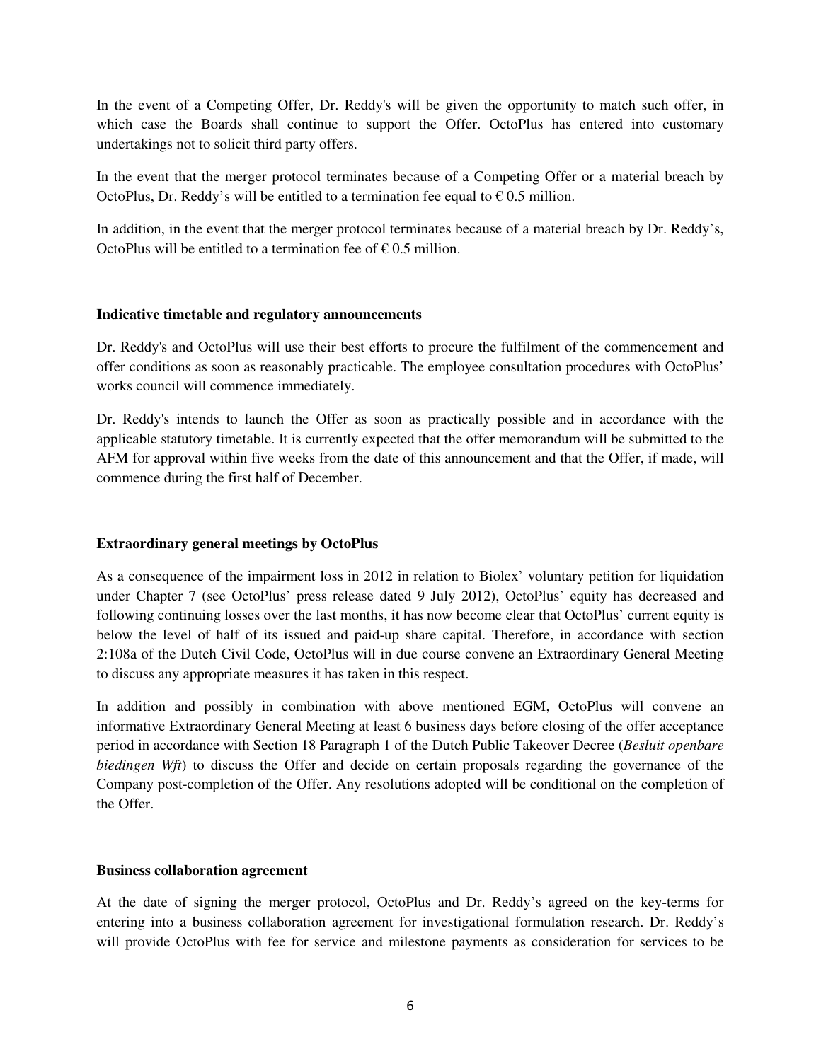In the event of a Competing Offer, Dr. Reddy's will be given the opportunity to match such offer, in which case the Boards shall continue to support the Offer. OctoPlus has entered into customary undertakings not to solicit third party offers.

In the event that the merger protocol terminates because of a Competing Offer or a material breach by OctoPlus, Dr. Reddy's will be entitled to a termination fee equal to € 0.5 million.

In addition, in the event that the merger protocol terminates because of a material breach by Dr. Reddy's, OctoPlus will be entitled to a termination fee of € 0.5 million.

**Indicative timetable and regulatory announcements**

Dr. Reddy's and OctoPlus will use their best efforts to procure the fulfilment of the commencement and offer conditions as soon as reasonably practicable. The employee consultation procedures with OctoPlus' works council will commence immediately.

Dr. Reddy's intends to launch the Offer as soon as practically possible and in accordance with the applicable statutory timetable. It is currently expected that the offer memorandum will be submitted to the AFM for approval within five weeks from the date of this announcement and that the Offer, if made, will commence during the first half of December.

**Extraordinary general meetings by OctoPlus**

As a consequence of the impairment loss in 2012 in relation to Biolex' voluntary petition for liquidation under Chapter 7 (see OctoPlus' press release dated 9 July 2012), OctoPlus' equity has decreased and following continuing losses over the last months, it has now become clear that OctoPlus' current equity is below the level of half of its issued and paid-up share capital. Therefore, in accordance with section 2:108a of the Dutch Civil Code, OctoPlus will in due course convene an Extraordinary General Meeting to discuss any appropriate measures it has taken in this respect.

In addition and possibly in combination with above mentioned EGM, OctoPlus will convene an informative Extraordinary General Meeting at least 6 business days before closing of the offer acceptance period in accordance with Section 18 Paragraph 1 of the Dutch Public Takeover Decree (*Besluit openbare biedingen Wft*) to discuss the Offer and decide on certain proposals regarding the governance of the Company post-completion of the Offer. Any resolutions adopted will be conditional on the completion of the Offer.

**Business collaboration agreement**

At the date of signing the merger protocol, OctoPlus and Dr. Reddy's agreed on the key-terms for entering into a business collaboration agreement for investigational formulation research. Dr. Reddy's will provide OctoPlus with fee for service and milestone payments as consideration for services to be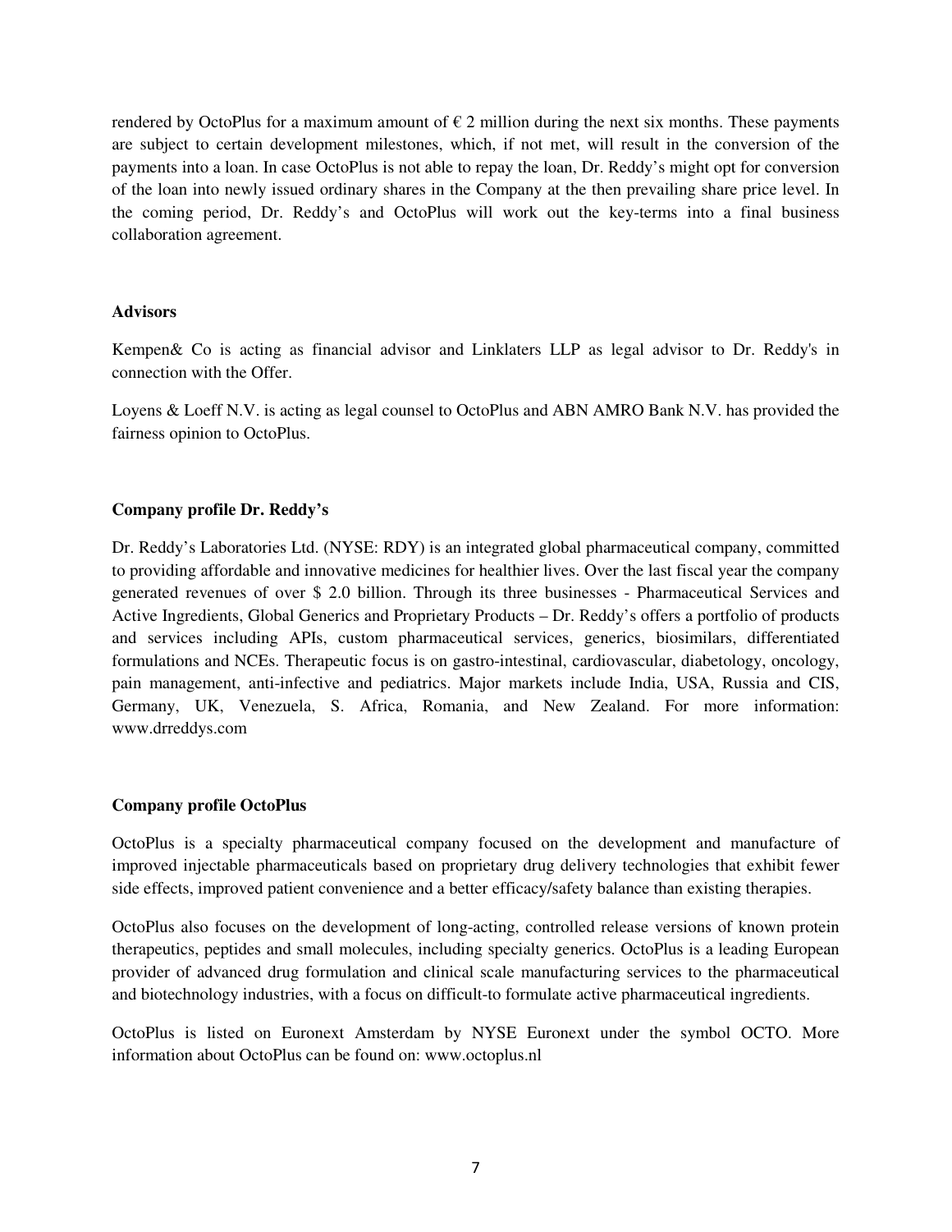rendered by OctoPlus for a maximum amount of € 2 million during the next six months. These payments are subject to certain development milestones, which, if not met, will result in the conversion of the payments into a loan. In case OctoPlus is not able to repay the loan, Dr. Reddy's might opt for conversion of the loan into newly issued ordinary shares in the Company at the then prevailing share price level. In the coming period, Dr. Reddy's and OctoPlus will work out the key-terms into a final business collaboration agreement.

**Advisors**

Kempen& Co is acting as financial advisor and Linklaters LLP as legal advisor to Dr. Reddy's in connection with the Offer.

Loyens & Loeff N.V. is acting as legal counsel to OctoPlus and ABN AMRO Bank N.V. has provided the fairness opinion to OctoPlus.

**Company profile Dr. Reddy's**

Dr. Reddy's Laboratories Ltd. (NYSE: RDY) is an integrated global pharmaceutical company, committed to providing affordable and innovative medicines for healthier lives. Over the last fiscal year the company generated revenues of over $ 2.0 billion. Through its three businesses - Pharmaceutical Services and Active Ingredients, Global Generics and Proprietary Products – Dr. Reddy's offers a portfolio of products and services including APIs, custom pharmaceutical services, generics, biosimilars, differentiated formulations and NCEs. Therapeutic focus is on gastro-intestinal, cardiovascular, diabetology, oncology, pain management, anti-infective and pediatrics. Major markets include India, USA, Russia and CIS, Germany, UK, Venezuela, S. Africa, Romania, and New Zealand. For more information: www.drreddys.com

**Company profile OctoPlus**

OctoPlus is a specialty pharmaceutical company focused on the development and manufacture of improved injectable pharmaceuticals based on proprietary drug delivery technologies that exhibit fewer side effects, improved patient convenience and a better efficacy/safety balance than existing therapies.

OctoPlus also focuses on the development of long-acting, controlled release versions of known protein therapeutics, peptides and small molecules, including specialty generics. OctoPlus is a leading European provider of advanced drug formulation and clinical scale manufacturing services to the pharmaceutical and biotechnology industries, with a focus on difficult-to formulate active pharmaceutical ingredients.

OctoPlus is listed on Euronext Amsterdam by NYSE Euronext under the symbol OCTO. More information about OctoPlus can be found on: www.octoplus.nl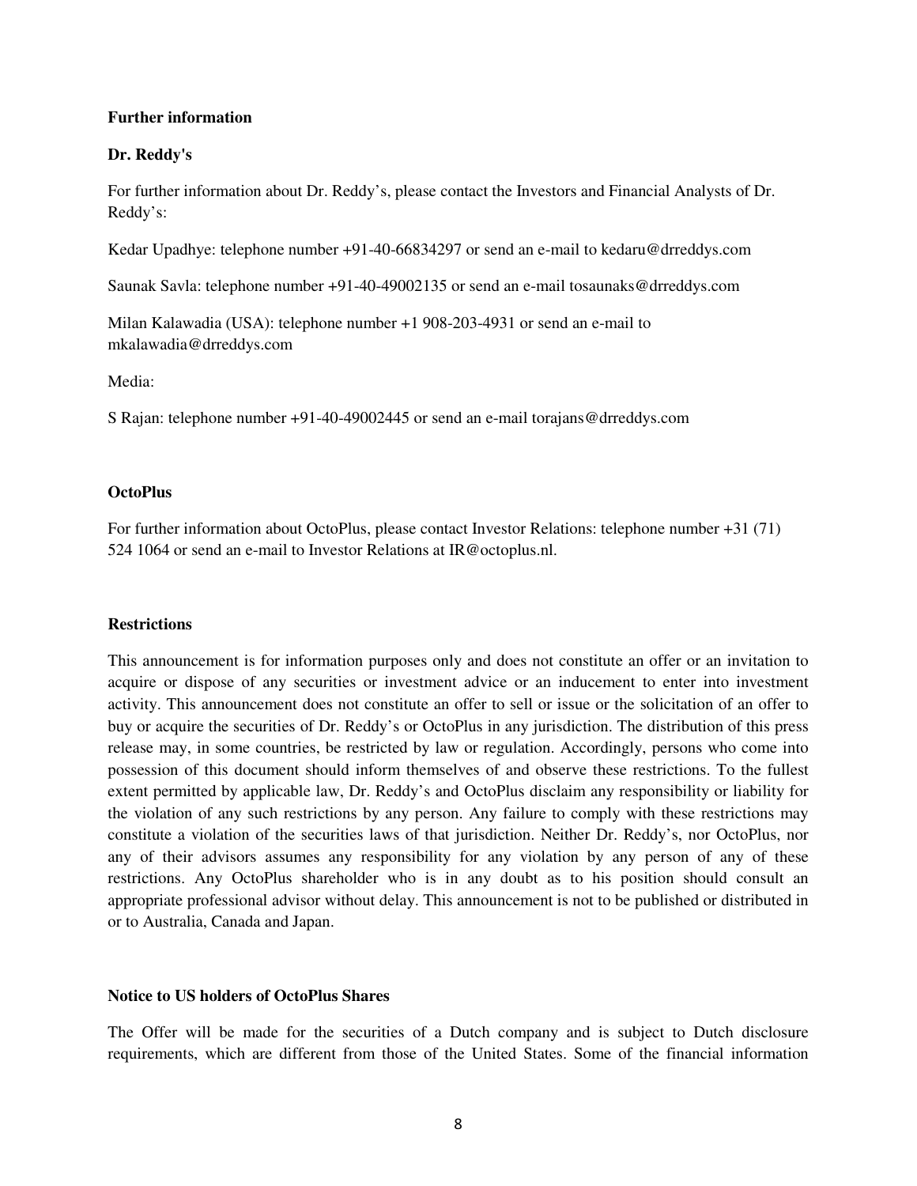**Further information**

**Dr. Reddy's**

For further information about Dr. Reddy's, please contact the Investors and Financial Analysts of Dr. Reddy's:

Kedar Upadhye: telephone number +91-40-66834297 or send an e-mail to kedaru@drreddys.com

Saunak Savla: telephone number +91-40-49002135 or send an e-mail tosaunaks@drreddys.com

Milan Kalawadia (USA): telephone number +1 908-203-4931 or send an e-mail to mkalawadia@drreddys.com

Media:

S Rajan: telephone number +91-40-49002445 or send an e-mail torajans@drreddys.com

**OctoPlus**

For further information about OctoPlus, please contact Investor Relations: telephone number +31 (71) 524 1064 or send an e-mail to Investor Relations at IR@octoplus.nl.

**Restrictions**

This announcement is for information purposes only and does not constitute an offer or an invitation to acquire or dispose of any securities or investment advice or an inducement to enter into investment activity. This announcement does not constitute an offer to sell or issue or the solicitation of an offer to buy or acquire the securities of Dr. Reddy's or OctoPlus in any jurisdiction. The distribution of this press release may, in some countries, be restricted by law or regulation. Accordingly, persons who come into possession of this document should inform themselves of and observe these restrictions. To the fullest extent permitted by applicable law, Dr. Reddy's and OctoPlus disclaim any responsibility or liability for the violation of any such restrictions by any person. Any failure to comply with these restrictions may constitute a violation of the securities laws of that jurisdiction. Neither Dr. Reddy's, nor OctoPlus, nor any of their advisors assumes any responsibility for any violation by any person of any of these restrictions. Any OctoPlus shareholder who is in any doubt as to his position should consult an appropriate professional advisor without delay. This announcement is not to be published or distributed in or to Australia, Canada and Japan.

**Notice to US holders of OctoPlus Shares**

The Offer will be made for the securities of a Dutch company and is subject to Dutch disclosure requirements, which are different from those of the United States. Some of the financial information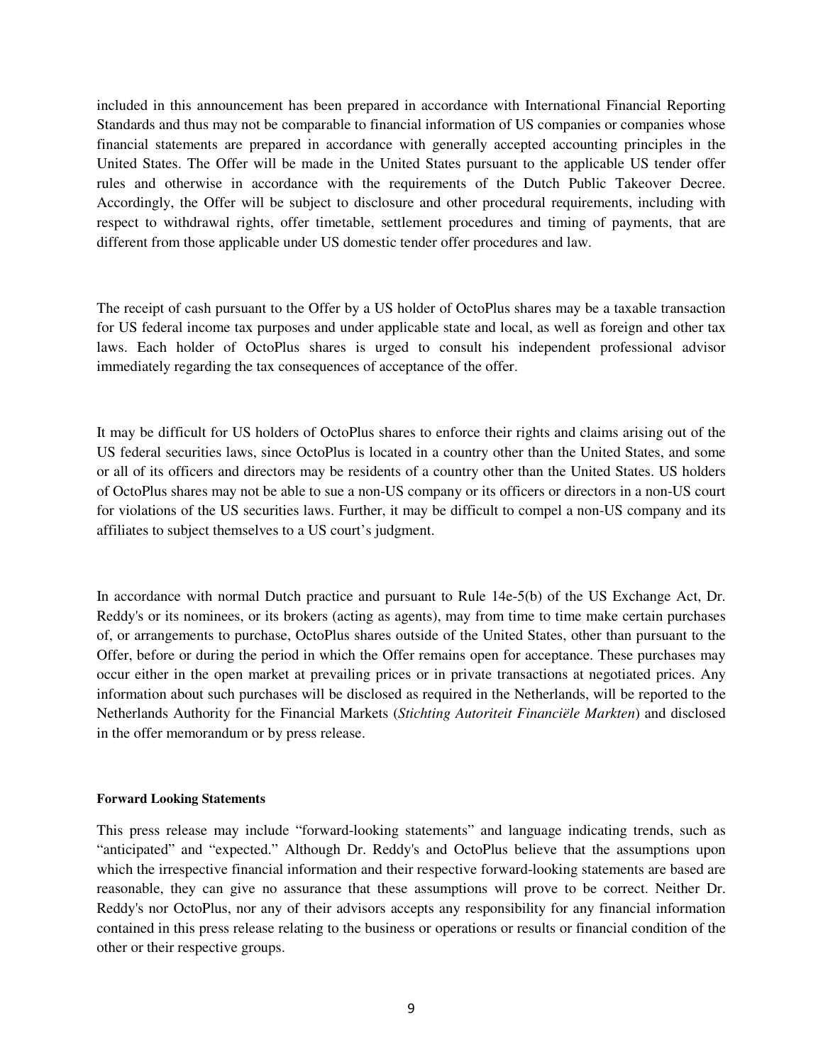included in this announcement has been prepared in accordance with International Financial Reporting Standards and thus may not be comparable to financial information of US companies or companies whose financial statements are prepared in accordance with generally accepted accounting principles in the United States. The Offer will be made in the United States pursuant to the applicable US tender offer rules and otherwise in accordance with the requirements of the Dutch Public Takeover Decree. Accordingly, the Offer will be subject to disclosure and other procedural requirements, including with respect to withdrawal rights, offer timetable, settlement procedures and timing of payments, that are different from those applicable under US domestic tender offer procedures and law.

The receipt of cash pursuant to the Offer by a US holder of OctoPlus shares may be a taxable transaction for US federal income tax purposes and under applicable state and local, as well as foreign and other tax laws. Each holder of OctoPlus shares is urged to consult his independent professional advisor immediately regarding the tax consequences of acceptance of the offer.

It may be difficult for US holders of OctoPlus shares to enforce their rights and claims arising out of the US federal securities laws, since OctoPlus is located in a country other than the United States, and some or all of its officers and directors may be residents of a country other than the United States. US holders of OctoPlus shares may not be able to sue a non-US company or its officers or directors in a non-US court for violations of the US securities laws. Further, it may be difficult to compel a non-US company and its affiliates to subject themselves to a US court's judgment.

In accordance with normal Dutch practice and pursuant to Rule 14e-5(b) of the US Exchange Act, Dr. Reddy's or its nominees, or its brokers (acting as agents), may from time to time make certain purchases of, or arrangements to purchase, OctoPlus shares outside of the United States, other than pursuant to the Offer, before or during the period in which the Offer remains open for acceptance. These purchases may occur either in the open market at prevailing prices or in private transactions at negotiated prices. Any information about such purchases will be disclosed as required in the Netherlands, will be reported to the Netherlands Authority for the Financial Markets (*Stichting Autoriteit Financiële Markten*) and disclosed in the offer memorandum or by press release.

#### Forward Looking Statements

This press release may include "forward-looking statements" and language indicating trends, such as "anticipated" and "expected." Although Dr. Reddy's and OctoPlus believe that the assumptions upon which the irrespective financial information and their respective forward-looking statements are based are reasonable, they can give no assurance that these assumptions will prove to be correct. Neither Dr. Reddy's nor OctoPlus, nor any of their advisors accepts any responsibility for any financial information contained in this press release relating to the business or operations or results or financial condition of the other or their respective groups.